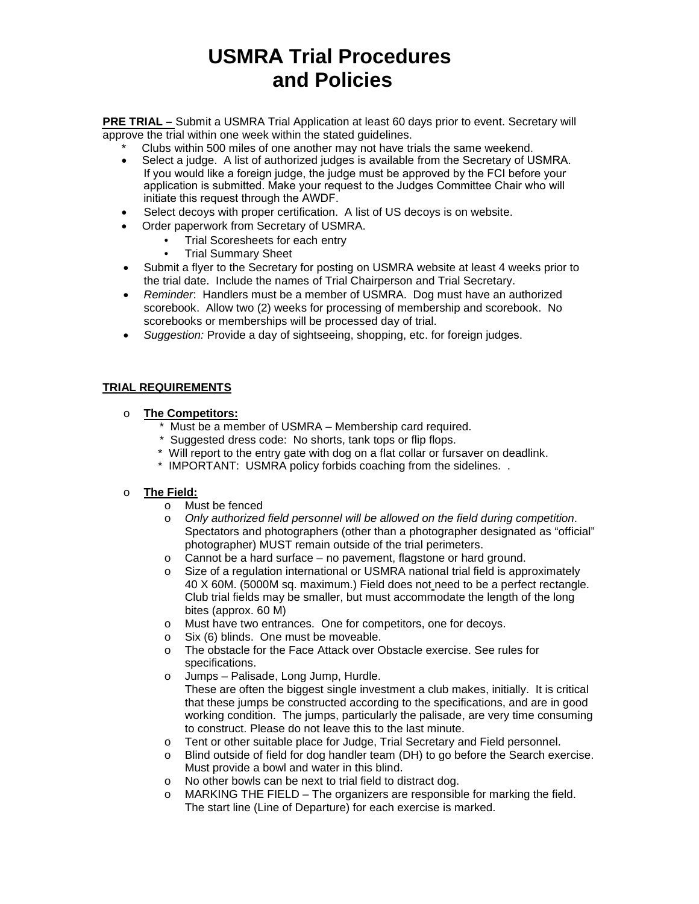# USMRA Trial Procedures and Policies

**PRE TRIAL –** Submit a USMRA Trial Application at least 60 days prior to event. Secretary will approve the trial within one week within the stated guidelines.

- \* Clubs within 500 miles of one another may not have trials the same weekend.
- Select a judge. A list of authorized judges is available from the Secretary of USMRA. If you would like a foreign judge, the judge must be approved by the FCI before your application is submitted. Make your request to the Judges Committee Chair who will initiate this request through the AWDF.
- Select decoys with proper certification. A list of US decoys is on website.
- Order paperwork from Secretary of USMRA.
  - Trial Scoresheets for each entry
  - Trial Summary Sheet
- Submit a flyer to the Secretary for posting on USMRA website at least 4 weeks prior to the trial date. Include the names of Trial Chairperson and Trial Secretary.
- *Reminder*: Handlers must be a member of USMRA. Dog must have an authorized scorebook. Allow two (2) weeks for processing of membership and scorebook. No scorebooks or memberships will be processed day of trial.
- *Suggestion:* Provide a day of sightseeing, shopping, etc. for foreign judges.

**TRIAL REQUIREMENTS**

- **The Competitors:**
  - \* Must be a member of USMRA – Membership card required.
  - \* Suggested dress code: No shorts, tank tops or flip flops.
  - \* Will report to the entry gate with dog on a flat collar or fursaver on deadlink.
  - \* IMPORTANT: USMRA policy forbids coaching from the sidelines. .
- **The Field:**
  - Must be fenced
  - *Only authorized field personnel will be allowed on the field during competition*. Spectators and photographers (other than a photographer designated as "official" photographer) MUST remain outside of the trial perimeters.
  - Cannot be a hard surface – no pavement, flagstone or hard ground.
  - Size of a regulation international or USMRA national trial field is approximately 40 X 60M. (5000M sq. maximum.) Field does not need to be a perfect rectangle. Club trial fields may be smaller, but must accommodate the length of the long bites (approx. 60 M)
  - Must have two entrances. One for competitors, one for decoys.
  - Six (6) blinds. One must be moveable.
  - The obstacle for the Face Attack over Obstacle exercise. See rules for specifications.
  - Jumps – Palisade, Long Jump, Hurdle.
    These are often the biggest single investment a club makes, initially. It is critical that these jumps be constructed according to the specifications, and are in good working condition. The jumps, particularly the palisade, are very time consuming to construct. Please do not leave this to the last minute.
  - Tent or other suitable place for Judge, Trial Secretary and Field personnel.
  - Blind outside of field for dog handler team (DH) to go before the Search exercise. Must provide a bowl and water in this blind.
  - No other bowls can be next to trial field to distract dog.
  - MARKING THE FIELD – The organizers are responsible for marking the field. The start line (Line of Departure) for each exercise is marked.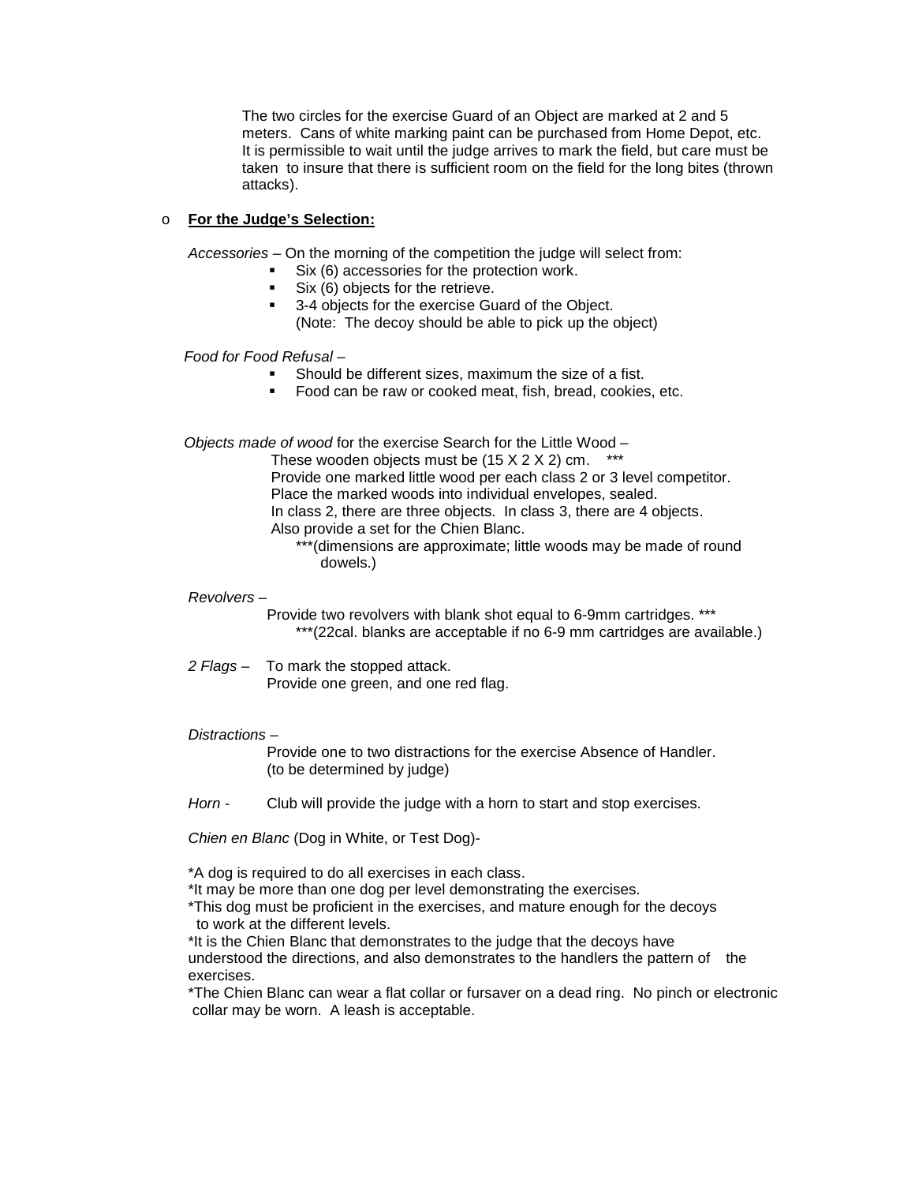The two circles for the exercise Guard of an Object are marked at 2 and 5 meters. Cans of white marking paint can be purchased from Home Depot, etc. It is permissible to wait until the judge arrives to mark the field, but care must be taken to insure that there is sufficient room on the field for the long bites (thrown attacks).

- **For the Judge's Selection:**

*Accessories* – On the morning of the competition the judge will select from:

- Six (6) accessories for the protection work.
- Six (6) objects for the retrieve.
- 3-4 objects for the exercise Guard of the Object.
  (Note: The decoy should be able to pick up the object)

*Food for Food Refusal* –

- Should be different sizes, maximum the size of a fist.
- Food can be raw or cooked meat, fish, bread, cookies, etc.

*Objects made of wood* for the exercise Search for the Little Wood –

These wooden objects must be (15 X 2 X 2) cm. ***
Provide one marked little wood per each class 2 or 3 level competitor.
Place the marked woods into individual envelopes, sealed.
In class 2, there are three objects. In class 3, there are 4 objects.
Also provide a set for the Chien Blanc.
***(dimensions are approximate; little woods may be made of round dowels.)

*Revolvers* –

Provide two revolvers with blank shot equal to 6-9mm cartridges. ***
***(22cal. blanks are acceptable if no 6-9 mm cartridges are available.)

*2 Flags* – To mark the stopped attack.
Provide one green, and one red flag.

*Distractions* –

Provide one to two distractions for the exercise Absence of Handler.
(to be determined by judge)

*Horn* - Club will provide the judge with a horn to start and stop exercises.

*Chien en Blanc* (Dog in White, or Test Dog)-

*A dog is required to do all exercises in each class.
*It may be more than one dog per level demonstrating the exercises.
*This dog must be proficient in the exercises, and mature enough for the decoys to work at the different levels.
*It is the Chien Blanc that demonstrates to the judge that the decoys have understood the directions, and also demonstrates to the handlers the pattern of the exercises.
*The Chien Blanc can wear a flat collar or fursaver on a dead ring. No pinch or electronic collar may be worn. A leash is acceptable.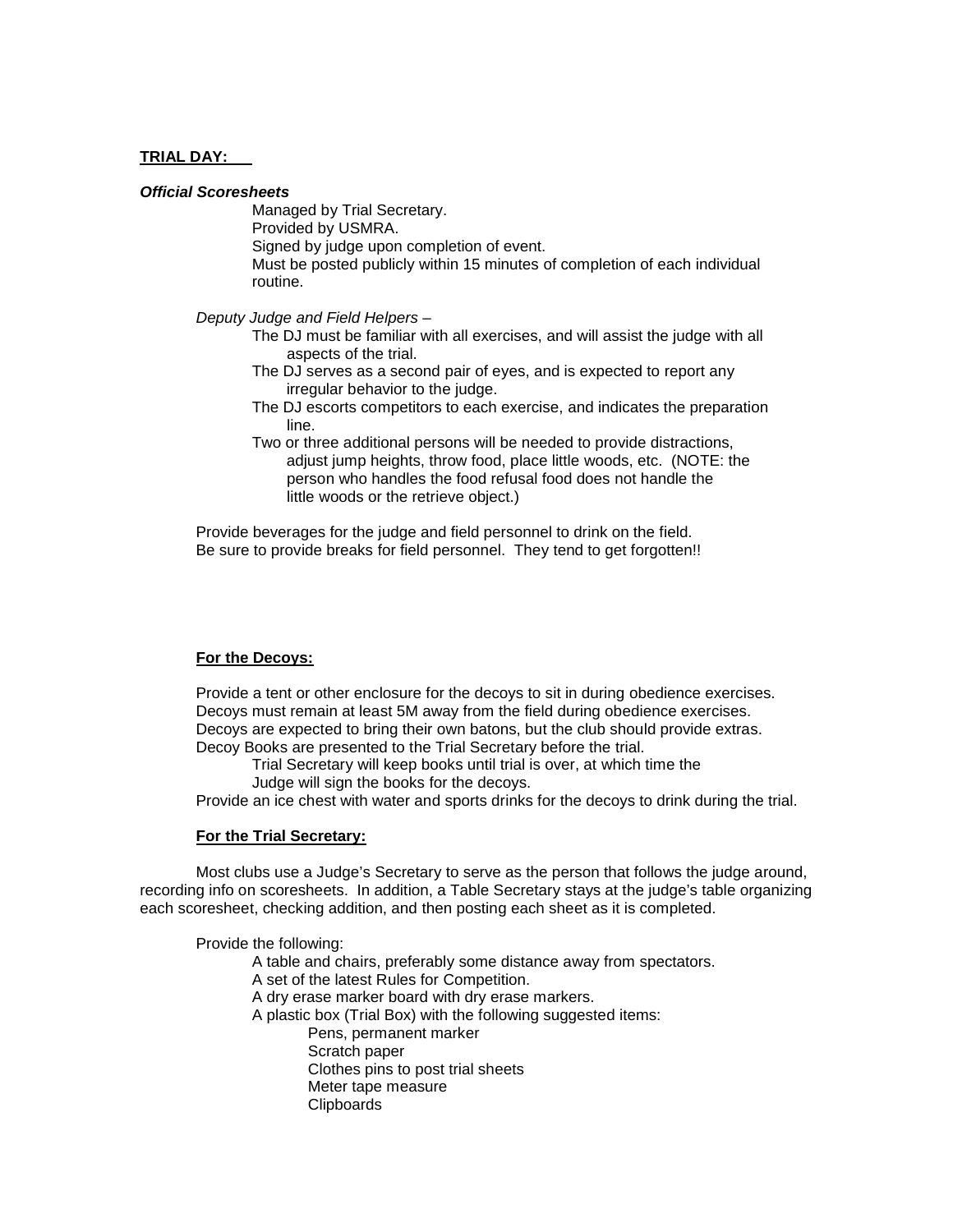**TRIAL DAY:**

***Official Scoresheets***

Managed by Trial Secretary.
Provided by USMRA.
Signed by judge upon completion of event.
Must be posted publicly within 15 minutes of completion of each individual routine.

*Deputy Judge and Field Helpers –*

- The DJ must be familiar with all exercises, and will assist the judge with all aspects of the trial.
- The DJ serves as a second pair of eyes, and is expected to report any irregular behavior to the judge.
- The DJ escorts competitors to each exercise, and indicates the preparation line.
- Two or three additional persons will be needed to provide distractions, adjust jump heights, throw food, place little woods, etc. (NOTE: the person who handles the food refusal food does not handle the little woods or the retrieve object.)

Provide beverages for the judge and field personnel to drink on the field.
Be sure to provide breaks for field personnel. They tend to get forgotten!!

**For the Decoys:**

Provide a tent or other enclosure for the decoys to sit in during obedience exercises.
Decoys must remain at least 5M away from the field during obedience exercises.
Decoys are expected to bring their own batons, but the club should provide extras.
Decoy Books are presented to the Trial Secretary before the trial.
Trial Secretary will keep books until trial is over, at which time the Judge will sign the books for the decoys.
Provide an ice chest with water and sports drinks for the decoys to drink during the trial.

**For the Trial Secretary:**

Most clubs use a Judge's Secretary to serve as the person that follows the judge around, recording info on scoresheets. In addition, a Table Secretary stays at the judge's table organizing each scoresheet, checking addition, and then posting each sheet as it is completed.

Provide the following:

- A table and chairs, preferably some distance away from spectators.
- A set of the latest Rules for Competition.
- A dry erase marker board with dry erase markers.
- A plastic box (Trial Box) with the following suggested items:
  - Pens, permanent marker
  - Scratch paper
  - Clothes pins to post trial sheets
  - Meter tape measure
  - Clipboards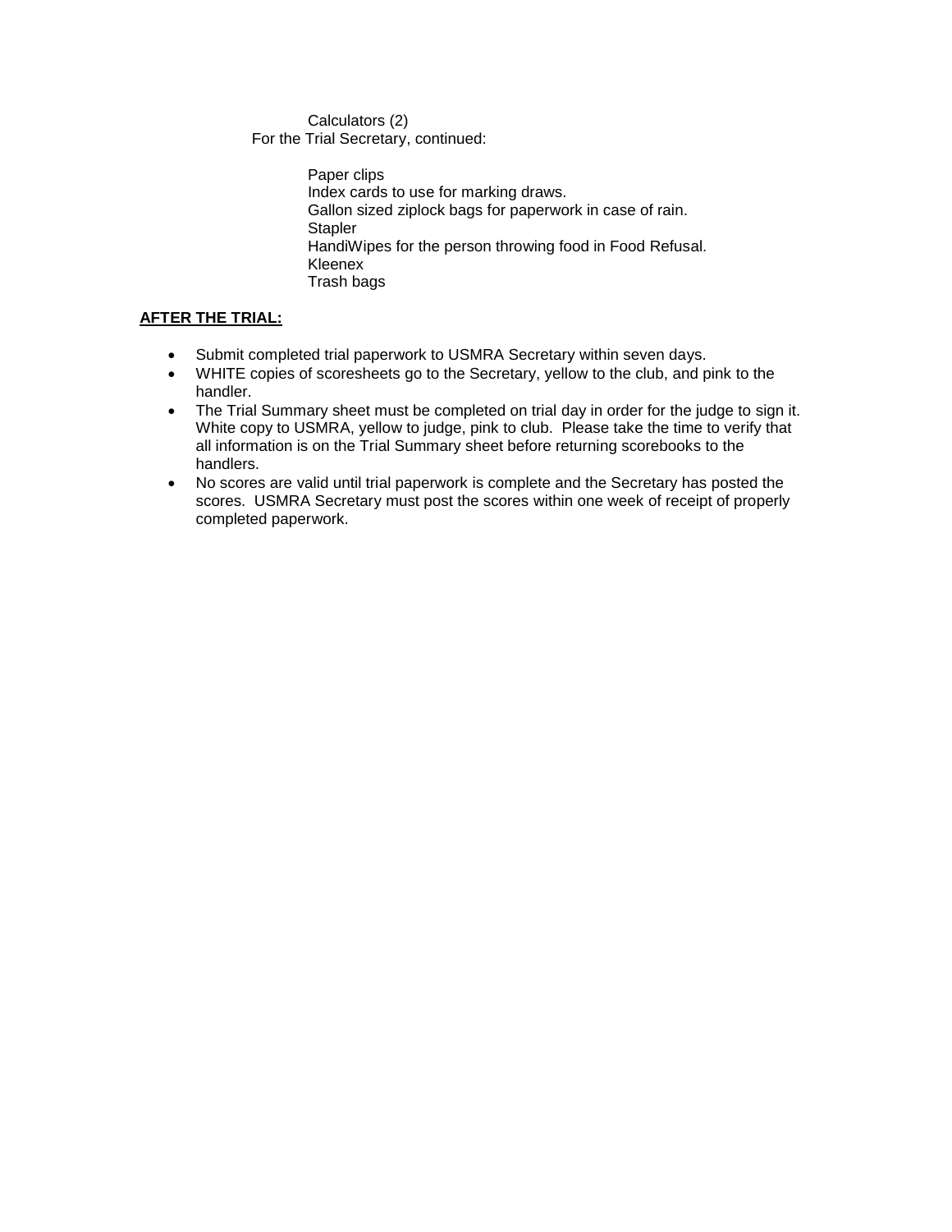Calculators (2)

For the Trial Secretary, continued:

Paper clips
Index cards to use for marking draws.
Gallon sized ziplock bags for paperwork in case of rain.
Stapler
HandiWipes for the person throwing food in Food Refusal.
Kleenex
Trash bags

**AFTER THE TRIAL:**

- Submit completed trial paperwork to USMRA Secretary within seven days.
- WHITE copies of scoresheets go to the Secretary, yellow to the club, and pink to the handler.
- The Trial Summary sheet must be completed on trial day in order for the judge to sign it. White copy to USMRA, yellow to judge, pink to club. Please take the time to verify that all information is on the Trial Summary sheet before returning scorebooks to the handlers.
- No scores are valid until trial paperwork is complete and the Secretary has posted the scores. USMRA Secretary must post the scores within one week of receipt of properly completed paperwork.